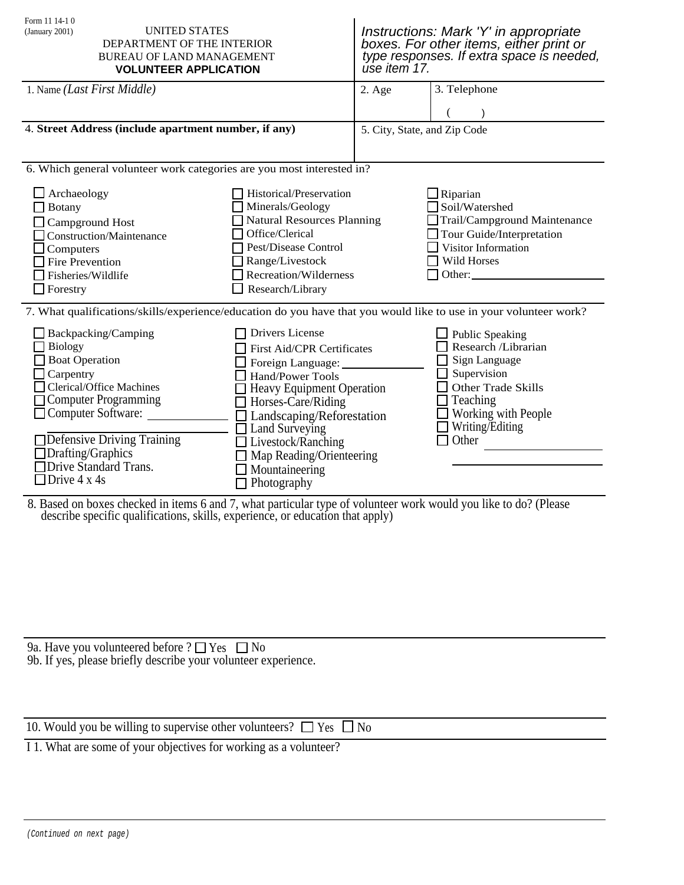Form 11 14-1 0
(January 2001)

UNITED STATES
DEPARTMENT OF THE INTERIOR
BUREAU OF LAND MANAGEMENT
**VOLUNTEER APPLICATION**

*Instructions: Mark 'Y' in appropriate boxes. For other items, either print or type responses. If extra space is needed, use item 17.*

| 1. Name *(Last First Middle)* | 2. Age | 3. Telephone ( ) |
|---|---|---|
| 4. **Street Address (include apartment number, if any)** | 5. City, State, and Zip Code | |

6. Which general volunteer work categories are you most interested in?

- ☐ Archaeology
- ☐ Botany
- ☐ Campground Host
- ☐ Construction/Maintenance
- ☐ Computers
- ☐ Fire Prevention
- ☐ Fisheries/Wildlife
- ☐ Forestry
- ☐ Historical/Preservation
- ☐ Minerals/Geology
- ☐ Natural Resources Planning
- ☐ Office/Clerical
- ☐ Pest/Disease Control
- ☐ Range/Livestock
- ☐ Recreation/Wilderness
- ☐ Research/Library
- ☐ Riparian
- ☐ Soil/Watershed
- ☐ Trail/Campground Maintenance
- ☐ Tour Guide/Interpretation
- ☐ Visitor Information
- ☐ Wild Horses
- ☐ Other: ____________________

7. What qualifications/skills/experience/education do you have that you would like to use in your volunteer work?

- ☐ Backpacking/Camping
- ☐ Biology
- ☐ Boat Operation
- ☐ Carpentry
- ☐ Clerical/Office Machines
- ☐ Computer Programming
- ☐ Computer Software: ____________________
- ☐ Defensive Driving Training
- ☐ Drafting/Graphics
- ☐ Drive Standard Trans.
- ☐ Drive 4 x 4s
- ☐ Drivers License
- ☐ First Aid/CPR Certificates
- ☐ Foreign Language: ____________
- ☐ Hand/Power Tools
- ☐ Heavy Equipment Operation
- ☐ Horses-Care/Riding
- ☐ Landscaping/Reforestation
- ☐ Land Surveying
- ☐ Livestock/Ranching
- ☐ Map Reading/Orienteering
- ☐ Mountaineering
- ☐ Photography
- ☐ Public Speaking
- ☐ Research /Librarian
- ☐ Sign Language
- ☐ Supervision
- ☐ Other Trade Skills
- ☐ Teaching
- ☐ Working with People
- ☐ Writing/Editing
- ☐ Other ____________________

8. Based on boxes checked in items 6 and 7, what particular type of volunteer work would you like to do? (Please describe specific qualifications, skills, experience, or education that apply)

9a. Have you volunteered before ? ☐ Yes ☐ No
9b. If yes, please briefly describe your volunteer experience.

10. Would you be willing to supervise other volunteers? ☐ Yes ☐ No

I 1. What are some of your objectives for working as a volunteer?

*(Continued on next page)*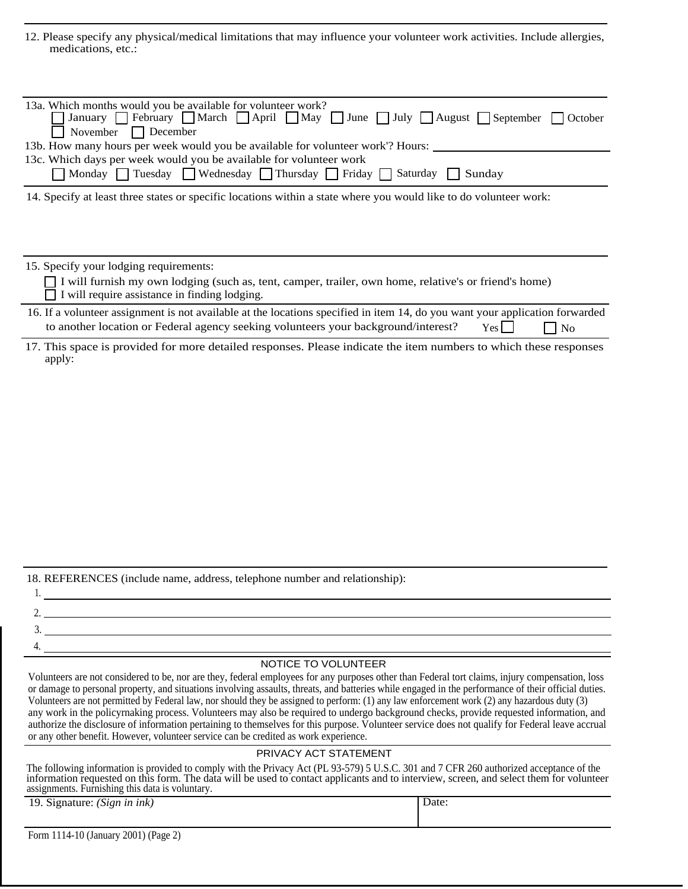12. Please specify any physical/medical limitations that may influence your volunteer work activities. Include allergies, medications, etc.:

13a. Which months would you be available for volunteer work?

☐ January ☐ February ☐ March ☐ April ☐ May ☐ June ☐ July ☐ August ☐ September ☐ October ☐ November ☐ December

13b. How many hours per week would you be available for volunteer work'? Hours: ______________________

13c. Which days per week would you be available for volunteer work

☐ Monday ☐ Tuesday ☐ Wednesday ☐ Thursday ☐ Friday ☐ Saturday ☐ Sunday

14. Specify at least three states or specific locations within a state where you would like to do volunteer work:

15. Specify your lodging requirements:

☐ I will furnish my own lodging (such as, tent, camper, trailer, own home, relative's or friend's home)

☐ I will require assistance in finding lodging.

16. If a volunteer assignment is not available at the locations specified in item 14, do you want your application forwarded to another location or Federal agency seeking volunteers your background/interest? Yes ☐ ☐ No

17. This space is provided for more detailed responses. Please indicate the item numbers to which these responses apply:

18. REFERENCES (include name, address, telephone number and relationship):

1. ______________________

2. ______________________

3. ______________________

4. ______________________

## NOTICE TO VOLUNTEER

Volunteers are not considered to be, nor are they, federal employees for any purposes other than Federal tort claims, injury compensation, loss or damage to personal property, and situations involving assaults, threats, and batteries while engaged in the performance of their official duties. Volunteers are not permitted by Federal law, nor should they be assigned to perform: (1) any law enforcement work (2) any hazardous duty (3) any work in the policyrnaking process. Volunteers may also be required to undergo background checks, provide requested information, and authorize the disclosure of information pertaining to themselves for this purpose. Volunteer service does not qualify for Federal leave accrual or any other benefit. However, volunteer service can be credited as work experience.

## PRIVACY ACT STATEMENT

The following information is provided to comply with the Privacy Act (PL 93-579) 5 U.S.C. 301 and 7 CFR 260 authorized acceptance of the information requested on this form. The data will be used to contact applicants and to interview, screen, and select them for volunteer assignments. Furnishing this data is voluntary.

| 19. Signature: *(Sign in ink)* | Date: |
| --- | --- |
| | |

Form 1114-10 (January 2001) (Page 2)